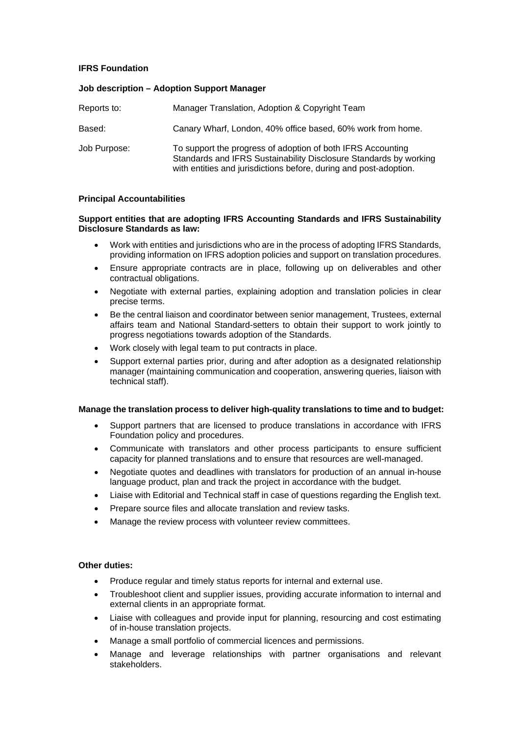**IFRS Foundation**

**Job description – Adoption Support Manager**

| | |
|---|---|
| Reports to: | Manager Translation, Adoption & Copyright Team |
| Based: | Canary Wharf, London, 40% office based, 60% work from home. |
| Job Purpose: | To support the progress of adoption of both IFRS Accounting Standards and IFRS Sustainability Disclosure Standards by working with entities and jurisdictions before, during and post-adoption. |

**Principal Accountabilities**

**Support entities that are adopting IFRS Accounting Standards and IFRS Sustainability Disclosure Standards as law:**

- Work with entities and jurisdictions who are in the process of adopting IFRS Standards, providing information on IFRS adoption policies and support on translation procedures.
- Ensure appropriate contracts are in place, following up on deliverables and other contractual obligations.
- Negotiate with external parties, explaining adoption and translation policies in clear precise terms.
- Be the central liaison and coordinator between senior management, Trustees, external affairs team and National Standard-setters to obtain their support to work jointly to progress negotiations towards adoption of the Standards.
- Work closely with legal team to put contracts in place.
- Support external parties prior, during and after adoption as a designated relationship manager (maintaining communication and cooperation, answering queries, liaison with technical staff).

**Manage the translation process to deliver high-quality translations to time and to budget:**

- Support partners that are licensed to produce translations in accordance with IFRS Foundation policy and procedures.
- Communicate with translators and other process participants to ensure sufficient capacity for planned translations and to ensure that resources are well-managed.
- Negotiate quotes and deadlines with translators for production of an annual in-house language product, plan and track the project in accordance with the budget.
- Liaise with Editorial and Technical staff in case of questions regarding the English text.
- Prepare source files and allocate translation and review tasks.
- Manage the review process with volunteer review committees.

**Other duties:**

- Produce regular and timely status reports for internal and external use.
- Troubleshoot client and supplier issues, providing accurate information to internal and external clients in an appropriate format.
- Liaise with colleagues and provide input for planning, resourcing and cost estimating of in-house translation projects.
- Manage a small portfolio of commercial licences and permissions.
- Manage and leverage relationships with partner organisations and relevant stakeholders.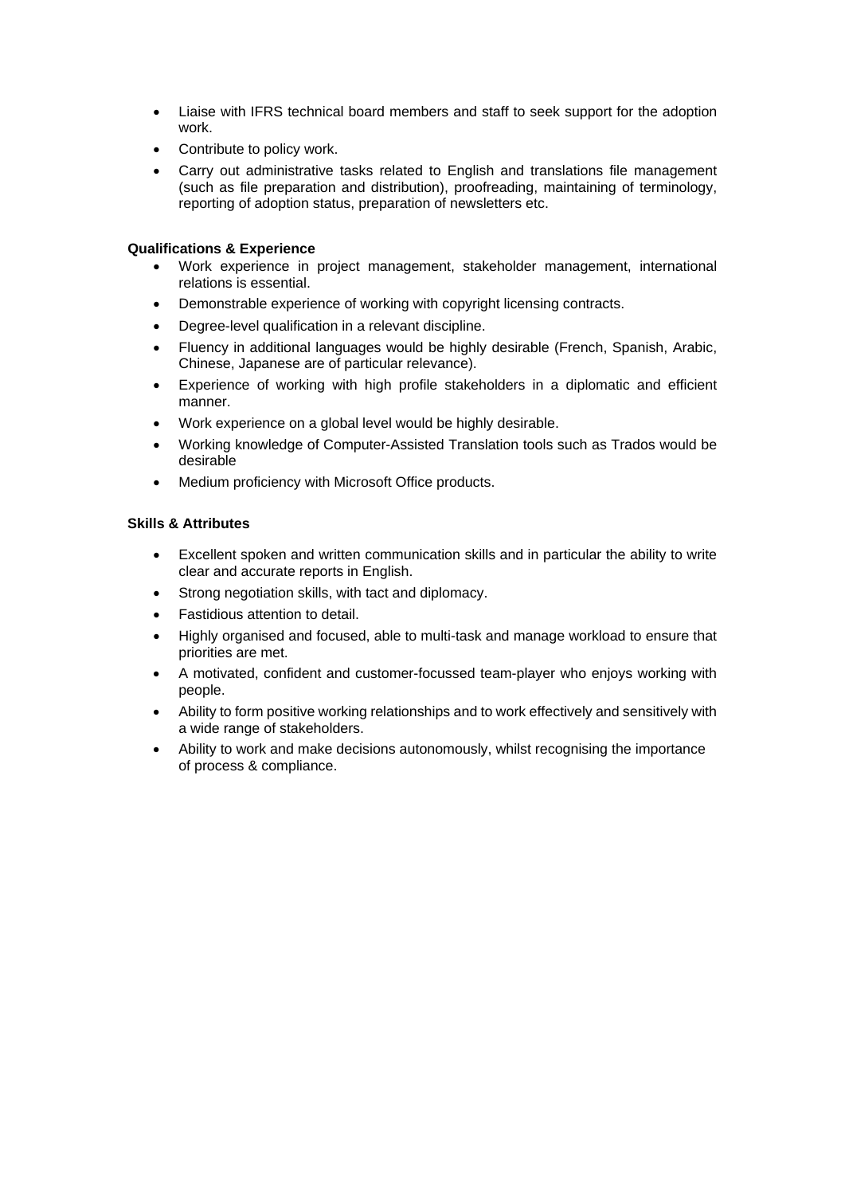- Liaise with IFRS technical board members and staff to seek support for the adoption work.
- Contribute to policy work.
- Carry out administrative tasks related to English and translations file management (such as file preparation and distribution), proofreading, maintaining of terminology, reporting of adoption status, preparation of newsletters etc.

**Qualifications & Experience**

- Work experience in project management, stakeholder management, international relations is essential.
- Demonstrable experience of working with copyright licensing contracts.
- Degree-level qualification in a relevant discipline.
- Fluency in additional languages would be highly desirable (French, Spanish, Arabic, Chinese, Japanese are of particular relevance).
- Experience of working with high profile stakeholders in a diplomatic and efficient manner.
- Work experience on a global level would be highly desirable.
- Working knowledge of Computer-Assisted Translation tools such as Trados would be desirable
- Medium proficiency with Microsoft Office products.

**Skills & Attributes**

- Excellent spoken and written communication skills and in particular the ability to write clear and accurate reports in English.
- Strong negotiation skills, with tact and diplomacy.
- Fastidious attention to detail.
- Highly organised and focused, able to multi-task and manage workload to ensure that priorities are met.
- A motivated, confident and customer-focussed team-player who enjoys working with people.
- Ability to form positive working relationships and to work effectively and sensitively with a wide range of stakeholders.
- Ability to work and make decisions autonomously, whilst recognising the importance of process & compliance.